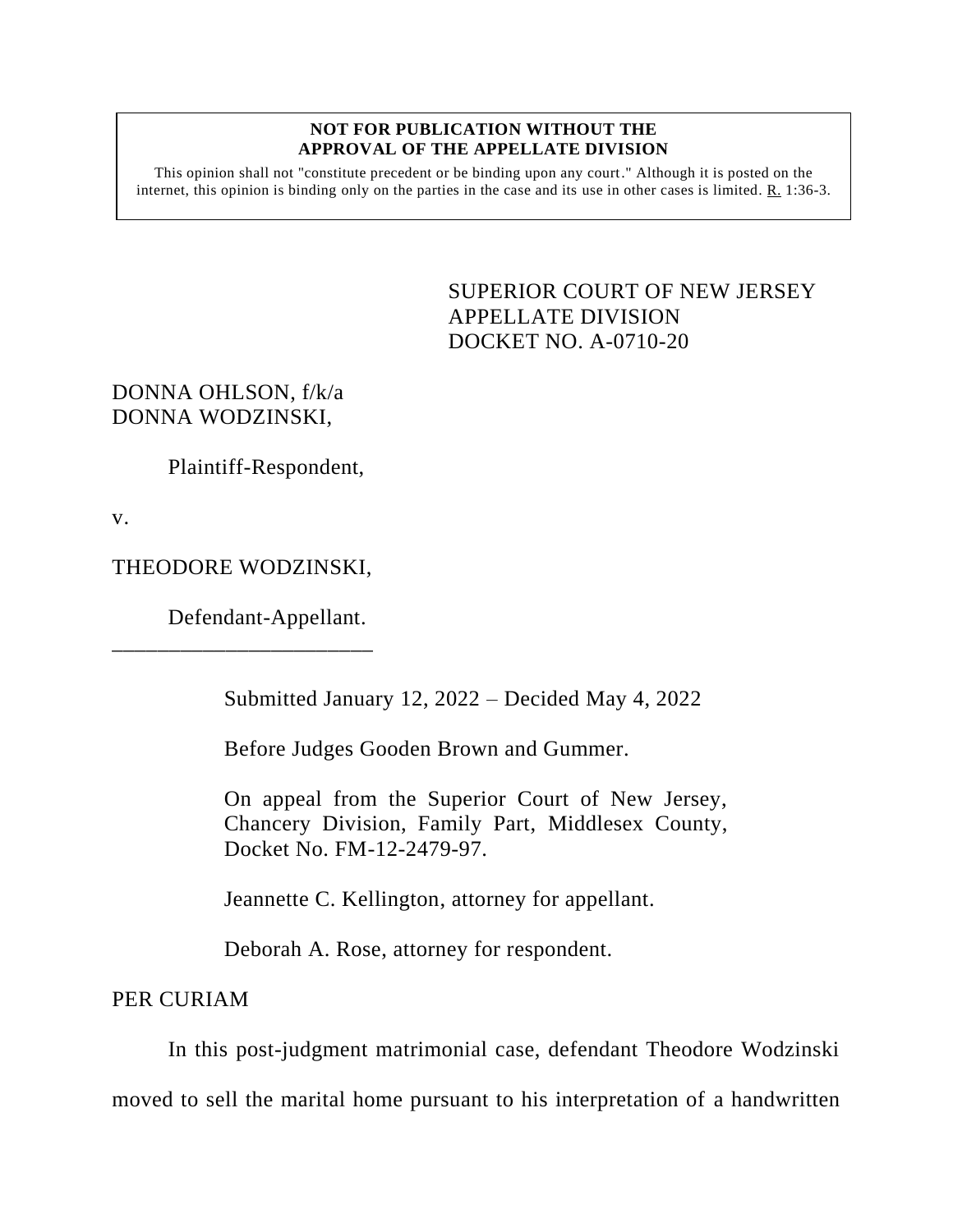**NOT FOR PUBLICATION WITHOUT THE APPROVAL OF THE APPELLATE DIVISION**

This opinion shall not "constitute precedent or be binding upon any court." Although it is posted on the internet, this opinion is binding only on the parties in the case and its use in other cases is limited. R. 1:36-3.

SUPERIOR COURT OF NEW JERSEY
APPELLATE DIVISION
DOCKET NO. A-0710-20

DONNA OHLSON, f/k/a
DONNA WODZINSKI,

Plaintiff-Respondent,

v.

THEODORE WODZINSKI,

Defendant-Appellant.
_______________________

Submitted January 12, 2022 – Decided May 4, 2022

Before Judges Gooden Brown and Gummer.

On appeal from the Superior Court of New Jersey, Chancery Division, Family Part, Middlesex County, Docket No. FM-12-2479-97.

Jeannette C. Kellington, attorney for appellant.

Deborah A. Rose, attorney for respondent.

PER CURIAM

In this post-judgment matrimonial case, defendant Theodore Wodzinski moved to sell the marital home pursuant to his interpretation of a handwritten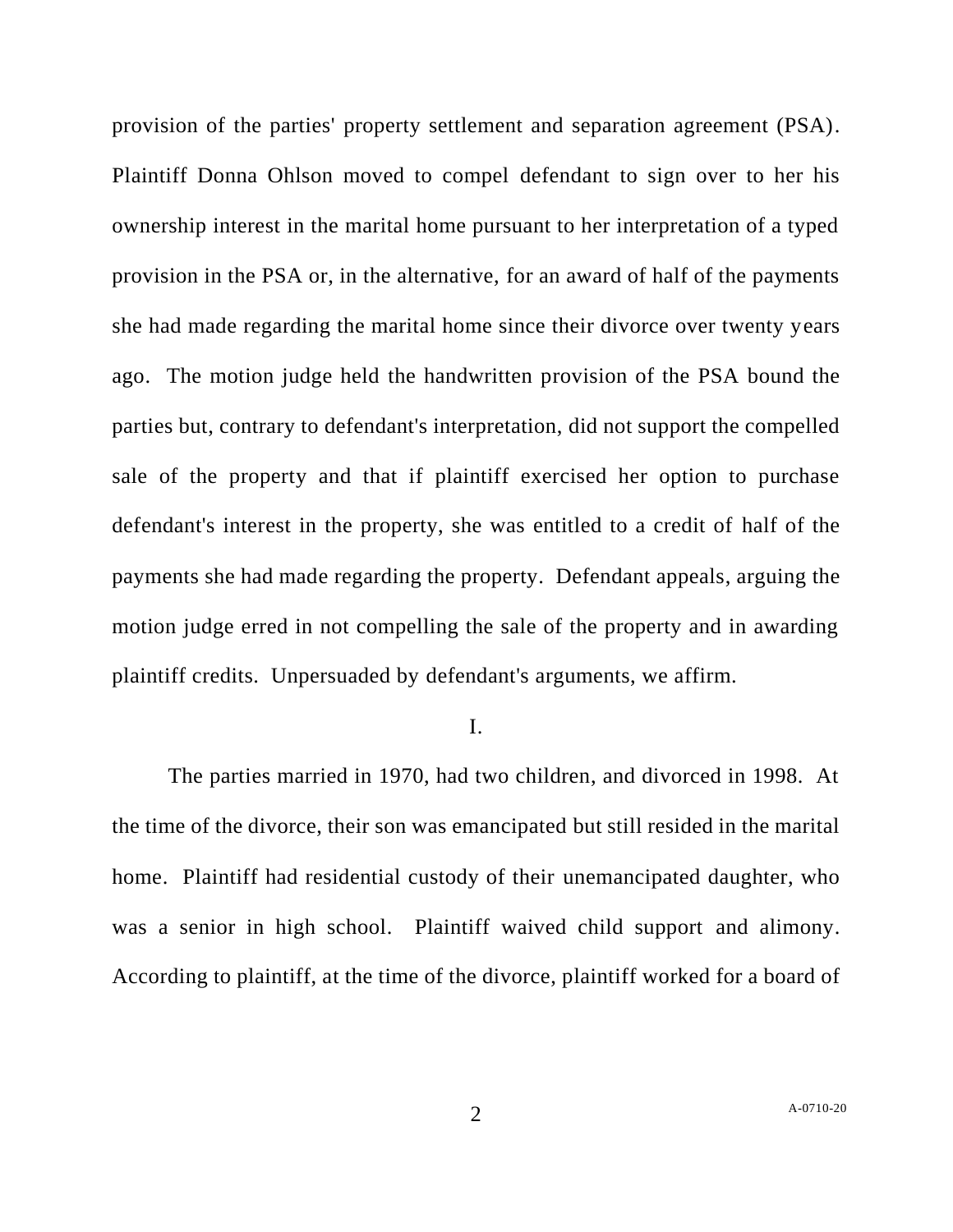provision of the parties' property settlement and separation agreement (PSA). Plaintiff Donna Ohlson moved to compel defendant to sign over to her his ownership interest in the marital home pursuant to her interpretation of a typed provision in the PSA or, in the alternative, for an award of half of the payments she had made regarding the marital home since their divorce over twenty years ago. The motion judge held the handwritten provision of the PSA bound the parties but, contrary to defendant's interpretation, did not support the compelled sale of the property and that if plaintiff exercised her option to purchase defendant's interest in the property, she was entitled to a credit of half of the payments she had made regarding the property. Defendant appeals, arguing the motion judge erred in not compelling the sale of the property and in awarding plaintiff credits. Unpersuaded by defendant's arguments, we affirm.

I.

The parties married in 1970, had two children, and divorced in 1998. At the time of the divorce, their son was emancipated but still resided in the marital home. Plaintiff had residential custody of their unemancipated daughter, who was a senior in high school. Plaintiff waived child support and alimony. According to plaintiff, at the time of the divorce, plaintiff worked for a board of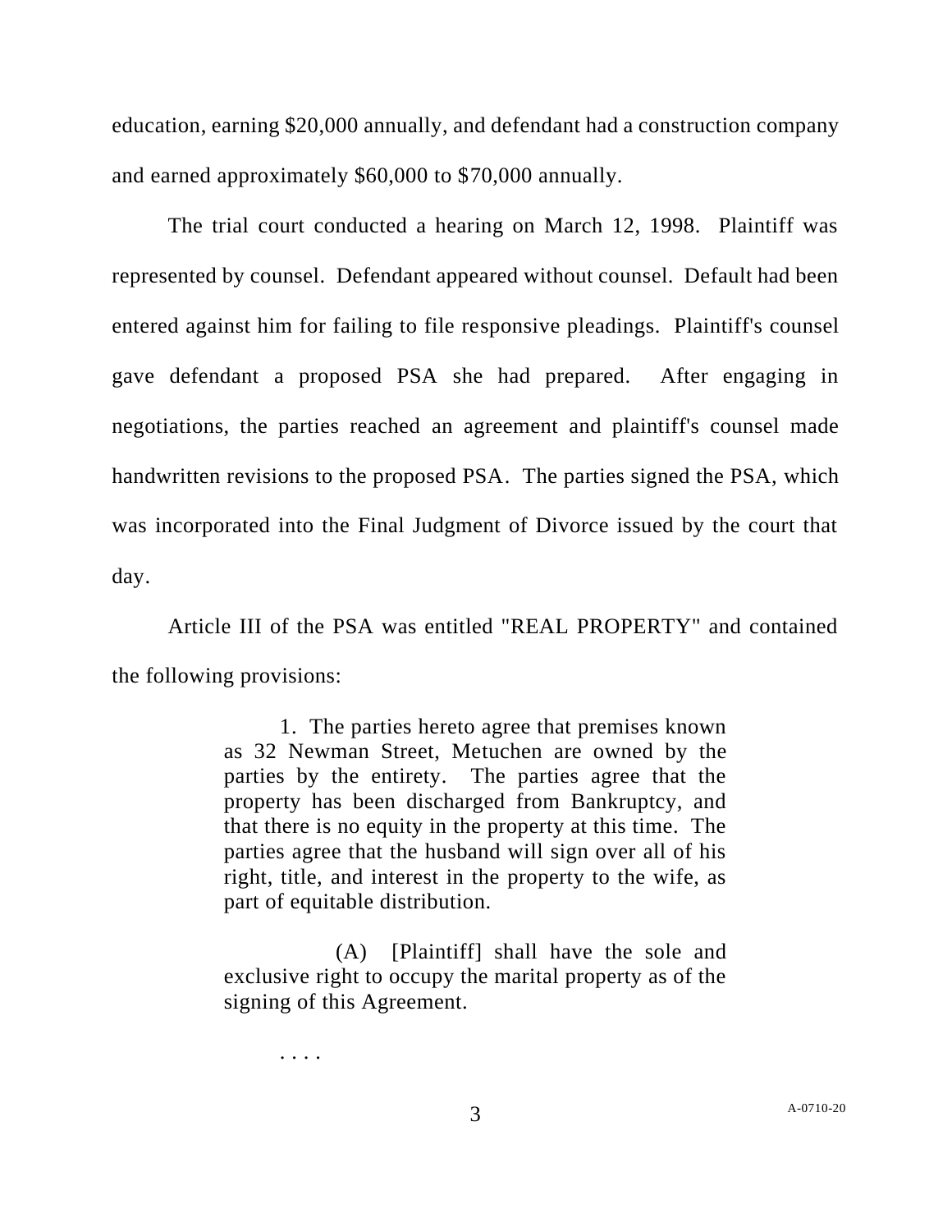education, earning $20,000 annually, and defendant had a construction company and earned approximately $60,000 to $70,000 annually.

The trial court conducted a hearing on March 12, 1998. Plaintiff was represented by counsel. Defendant appeared without counsel. Default had been entered against him for failing to file responsive pleadings. Plaintiff's counsel gave defendant a proposed PSA she had prepared. After engaging in negotiations, the parties reached an agreement and plaintiff's counsel made handwritten revisions to the proposed PSA. The parties signed the PSA, which was incorporated into the Final Judgment of Divorce issued by the court that day.

Article III of the PSA was entitled "REAL PROPERTY" and contained the following provisions:

> 1. The parties hereto agree that premises known as 32 Newman Street, Metuchen are owned by the parties by the entirety. The parties agree that the property has been discharged from Bankruptcy, and that there is no equity in the property at this time. The parties agree that the husband will sign over all of his right, title, and interest in the property to the wife, as part of equitable distribution.
>
> (A) [Plaintiff] shall have the sole and exclusive right to occupy the marital property as of the signing of this Agreement.
>
> . . . .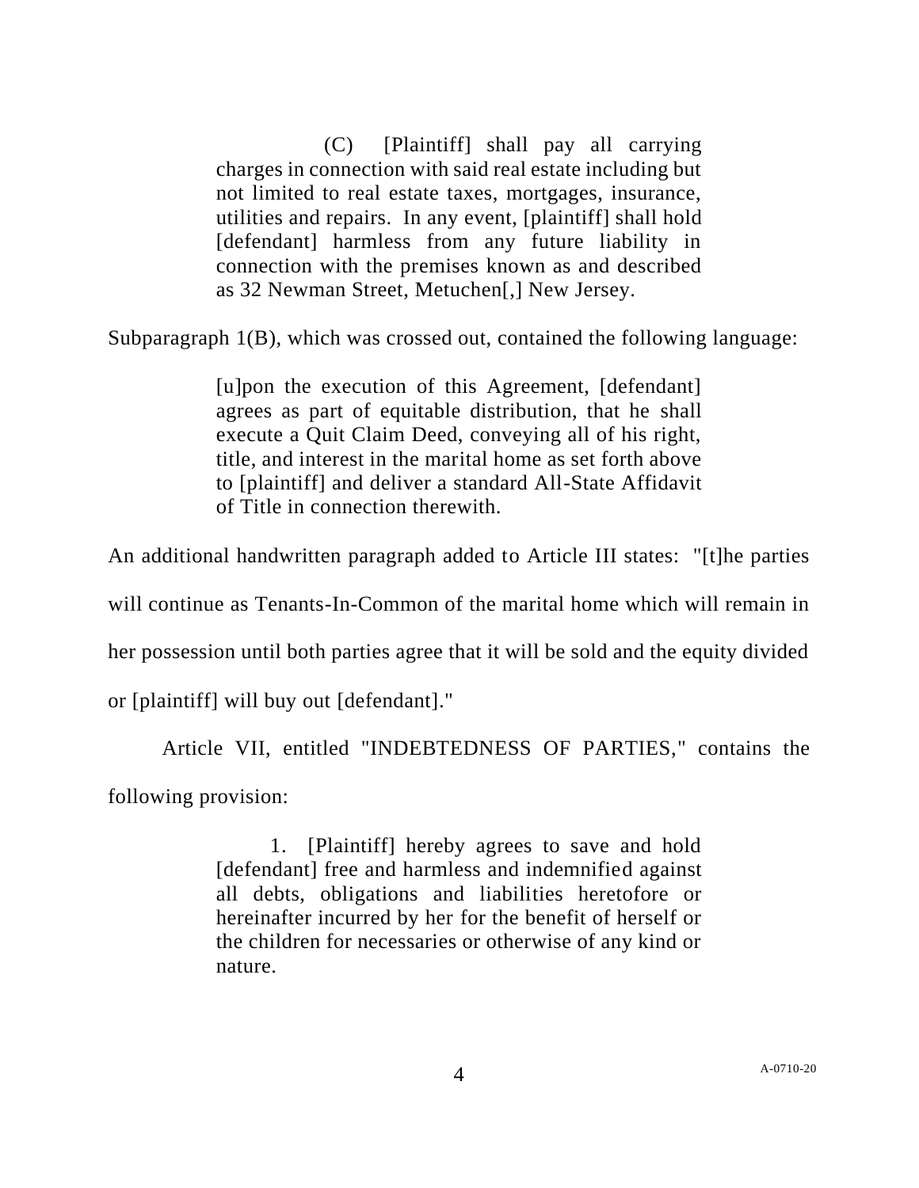> (C) [Plaintiff] shall pay all carrying charges in connection with said real estate including but not limited to real estate taxes, mortgages, insurance, utilities and repairs. In any event, [plaintiff] shall hold [defendant] harmless from any future liability in connection with the premises known as and described as 32 Newman Street, Metuchen[,] New Jersey.

Subparagraph 1(B), which was crossed out, contained the following language:

> [u]pon the execution of this Agreement, [defendant] agrees as part of equitable distribution, that he shall execute a Quit Claim Deed, conveying all of his right, title, and interest in the marital home as set forth above to [plaintiff] and deliver a standard All-State Affidavit of Title in connection therewith.

An additional handwritten paragraph added to Article III states: "[t]he parties will continue as Tenants-In-Common of the marital home which will remain in her possession until both parties agree that it will be sold and the equity divided or [plaintiff] will buy out [defendant]."

Article VII, entitled "INDEBTEDNESS OF PARTIES," contains the following provision:

> 1. [Plaintiff] hereby agrees to save and hold [defendant] free and harmless and indemnified against all debts, obligations and liabilities heretofore or hereinafter incurred by her for the benefit of herself or the children for necessaries or otherwise of any kind or nature.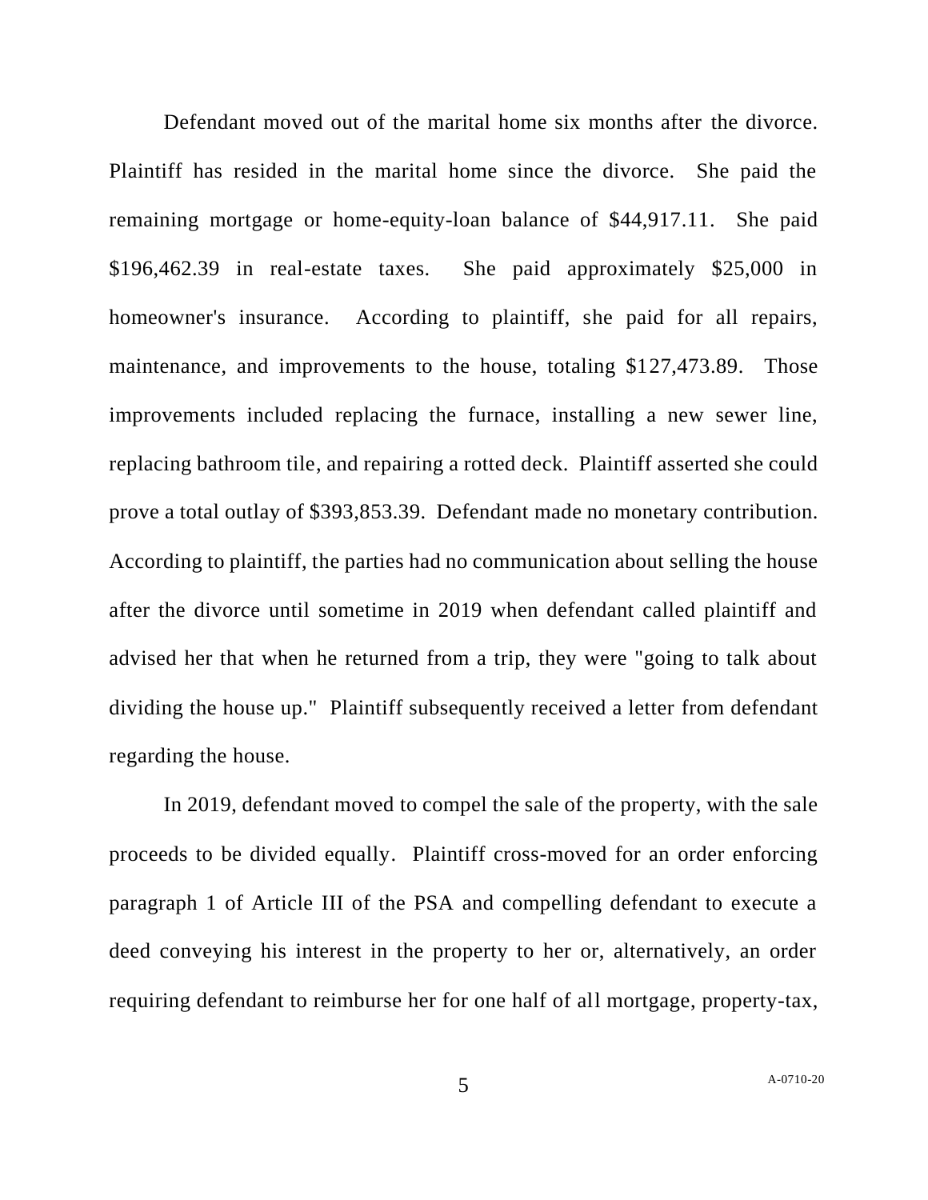Defendant moved out of the marital home six months after the divorce. Plaintiff has resided in the marital home since the divorce. She paid the remaining mortgage or home-equity-loan balance of $44,917.11. She paid $196,462.39 in real-estate taxes. She paid approximately $25,000 in homeowner's insurance. According to plaintiff, she paid for all repairs, maintenance, and improvements to the house, totaling $127,473.89. Those improvements included replacing the furnace, installing a new sewer line, replacing bathroom tile, and repairing a rotted deck. Plaintiff asserted she could prove a total outlay of $393,853.39. Defendant made no monetary contribution. According to plaintiff, the parties had no communication about selling the house after the divorce until sometime in 2019 when defendant called plaintiff and advised her that when he returned from a trip, they were "going to talk about dividing the house up." Plaintiff subsequently received a letter from defendant regarding the house.

In 2019, defendant moved to compel the sale of the property, with the sale proceeds to be divided equally. Plaintiff cross-moved for an order enforcing paragraph 1 of Article III of the PSA and compelling defendant to execute a deed conveying his interest in the property to her or, alternatively, an order requiring defendant to reimburse her for one half of all mortgage, property-tax,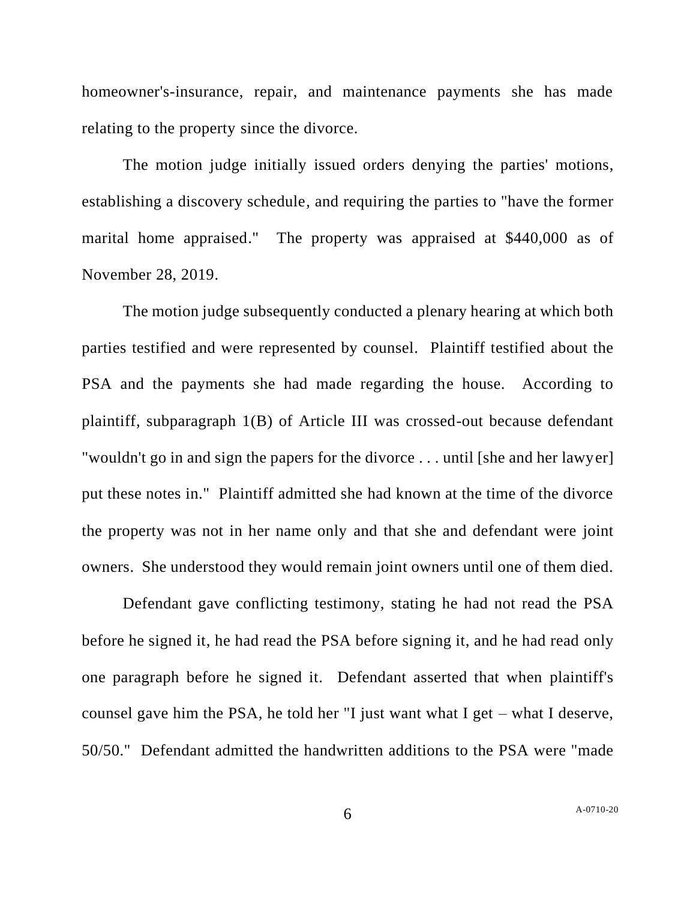homeowner's-insurance, repair, and maintenance payments she has made relating to the property since the divorce.

The motion judge initially issued orders denying the parties' motions, establishing a discovery schedule, and requiring the parties to "have the former marital home appraised." The property was appraised at $440,000 as of November 28, 2019.

The motion judge subsequently conducted a plenary hearing at which both parties testified and were represented by counsel. Plaintiff testified about the PSA and the payments she had made regarding the house. According to plaintiff, subparagraph 1(B) of Article III was crossed-out because defendant "wouldn't go in and sign the papers for the divorce . . . until [she and her lawyer] put these notes in." Plaintiff admitted she had known at the time of the divorce the property was not in her name only and that she and defendant were joint owners. She understood they would remain joint owners until one of them died.

Defendant gave conflicting testimony, stating he had not read the PSA before he signed it, he had read the PSA before signing it, and he had read only one paragraph before he signed it. Defendant asserted that when plaintiff's counsel gave him the PSA, he told her "I just want what I get – what I deserve, 50/50." Defendant admitted the handwritten additions to the PSA were "made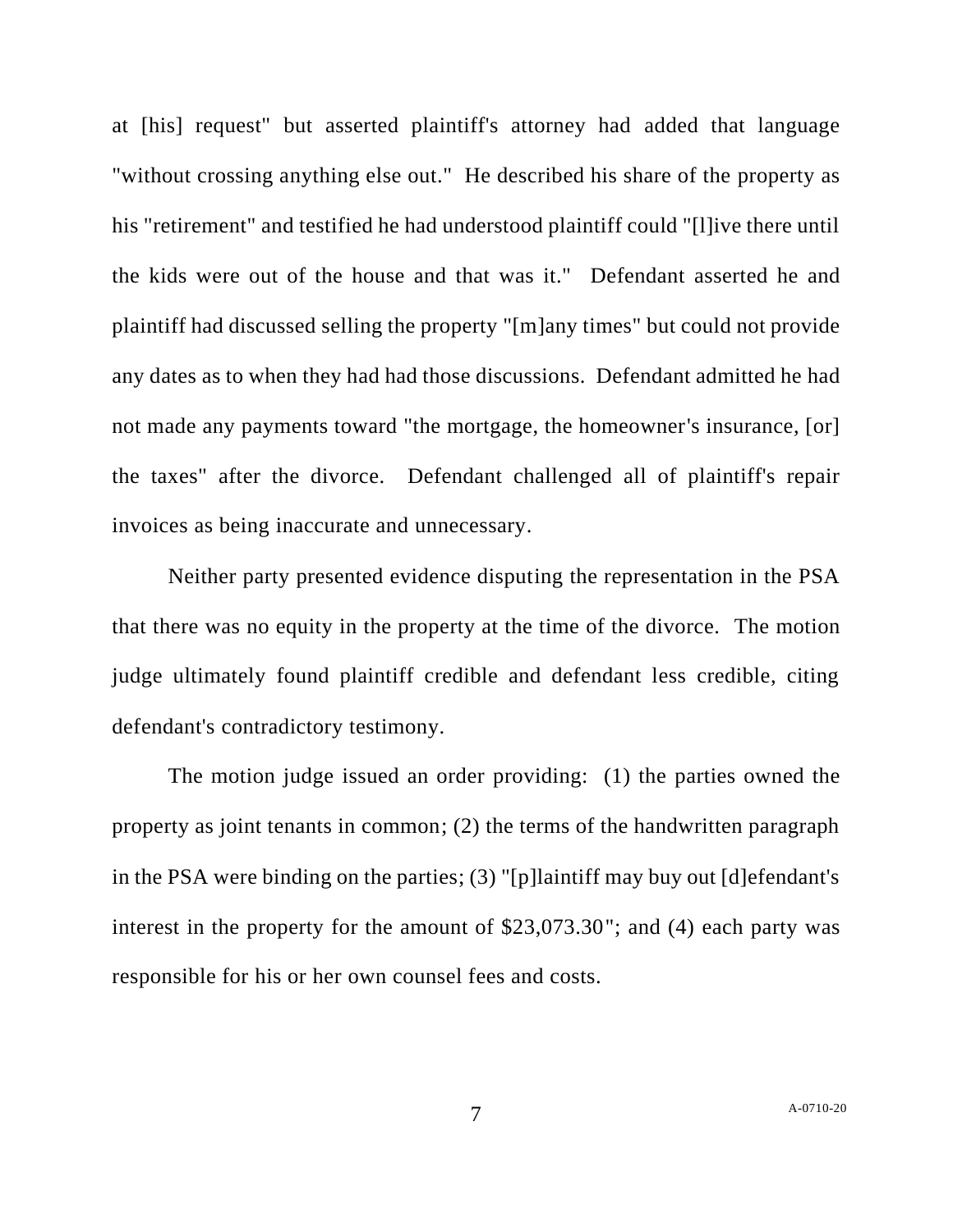at [his] request" but asserted plaintiff's attorney had added that language "without crossing anything else out." He described his share of the property as his "retirement" and testified he had understood plaintiff could "[l]ive there until the kids were out of the house and that was it." Defendant asserted he and plaintiff had discussed selling the property "[m]any times" but could not provide any dates as to when they had had those discussions. Defendant admitted he had not made any payments toward "the mortgage, the homeowner's insurance, [or] the taxes" after the divorce. Defendant challenged all of plaintiff's repair invoices as being inaccurate and unnecessary.

Neither party presented evidence disputing the representation in the PSA that there was no equity in the property at the time of the divorce. The motion judge ultimately found plaintiff credible and defendant less credible, citing defendant's contradictory testimony.

The motion judge issued an order providing: (1) the parties owned the property as joint tenants in common; (2) the terms of the handwritten paragraph in the PSA were binding on the parties; (3) "[p]laintiff may buy out [d]efendant's interest in the property for the amount of $23,073.30"; and (4) each party was responsible for his or her own counsel fees and costs.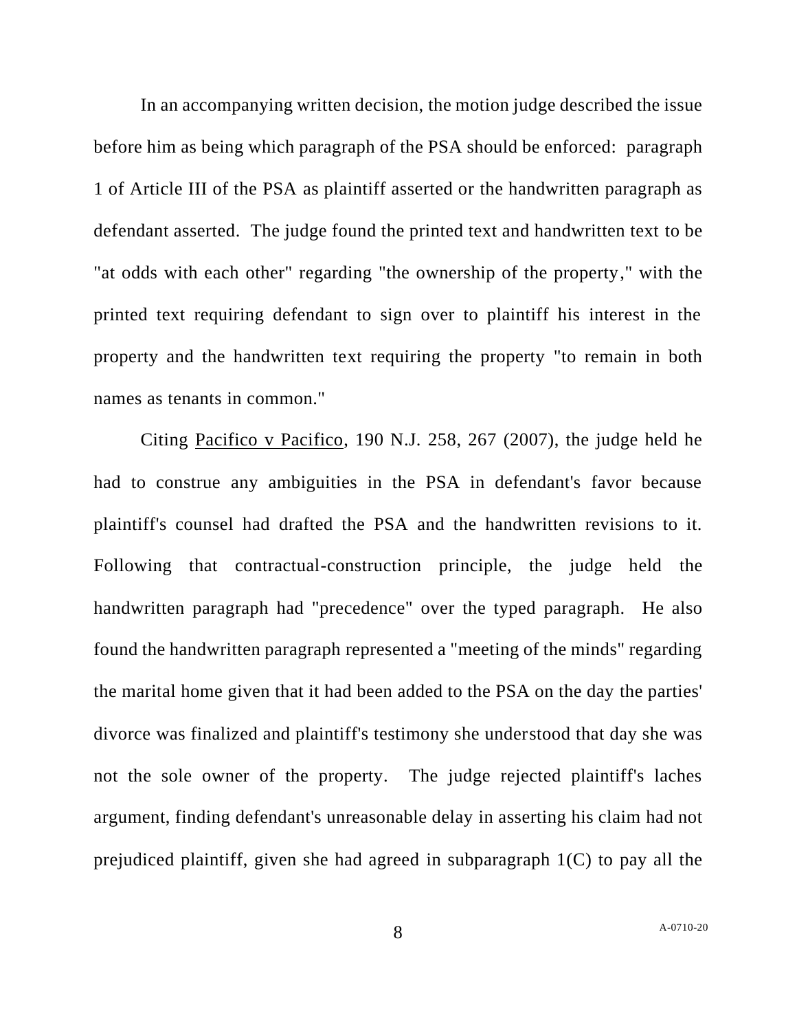In an accompanying written decision, the motion judge described the issue before him as being which paragraph of the PSA should be enforced: paragraph 1 of Article III of the PSA as plaintiff asserted or the handwritten paragraph as defendant asserted. The judge found the printed text and handwritten text to be "at odds with each other" regarding "the ownership of the property," with the printed text requiring defendant to sign over to plaintiff his interest in the property and the handwritten text requiring the property "to remain in both names as tenants in common."

Citing Pacifico v Pacifico, 190 N.J. 258, 267 (2007), the judge held he had to construe any ambiguities in the PSA in defendant's favor because plaintiff's counsel had drafted the PSA and the handwritten revisions to it. Following that contractual-construction principle, the judge held the handwritten paragraph had "precedence" over the typed paragraph. He also found the handwritten paragraph represented a "meeting of the minds" regarding the marital home given that it had been added to the PSA on the day the parties' divorce was finalized and plaintiff's testimony she understood that day she was not the sole owner of the property. The judge rejected plaintiff's laches argument, finding defendant's unreasonable delay in asserting his claim had not prejudiced plaintiff, given she had agreed in subparagraph 1(C) to pay all the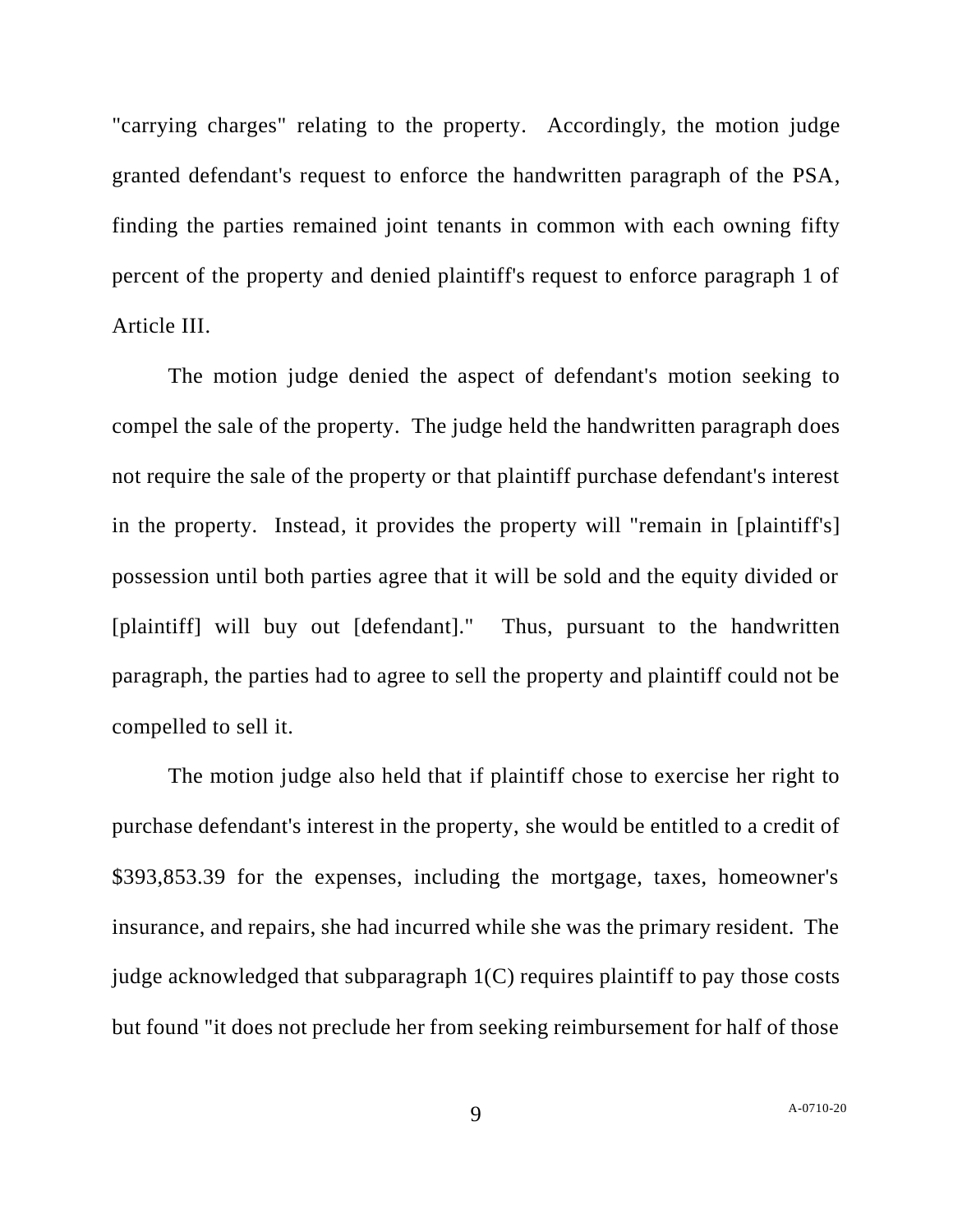"carrying charges" relating to the property. Accordingly, the motion judge granted defendant's request to enforce the handwritten paragraph of the PSA, finding the parties remained joint tenants in common with each owning fifty percent of the property and denied plaintiff's request to enforce paragraph 1 of Article III.

The motion judge denied the aspect of defendant's motion seeking to compel the sale of the property. The judge held the handwritten paragraph does not require the sale of the property or that plaintiff purchase defendant's interest in the property. Instead, it provides the property will "remain in [plaintiff's] possession until both parties agree that it will be sold and the equity divided or [plaintiff] will buy out [defendant]." Thus, pursuant to the handwritten paragraph, the parties had to agree to sell the property and plaintiff could not be compelled to sell it.

The motion judge also held that if plaintiff chose to exercise her right to purchase defendant's interest in the property, she would be entitled to a credit of $393,853.39 for the expenses, including the mortgage, taxes, homeowner's insurance, and repairs, she had incurred while she was the primary resident. The judge acknowledged that subparagraph 1(C) requires plaintiff to pay those costs but found "it does not preclude her from seeking reimbursement for half of those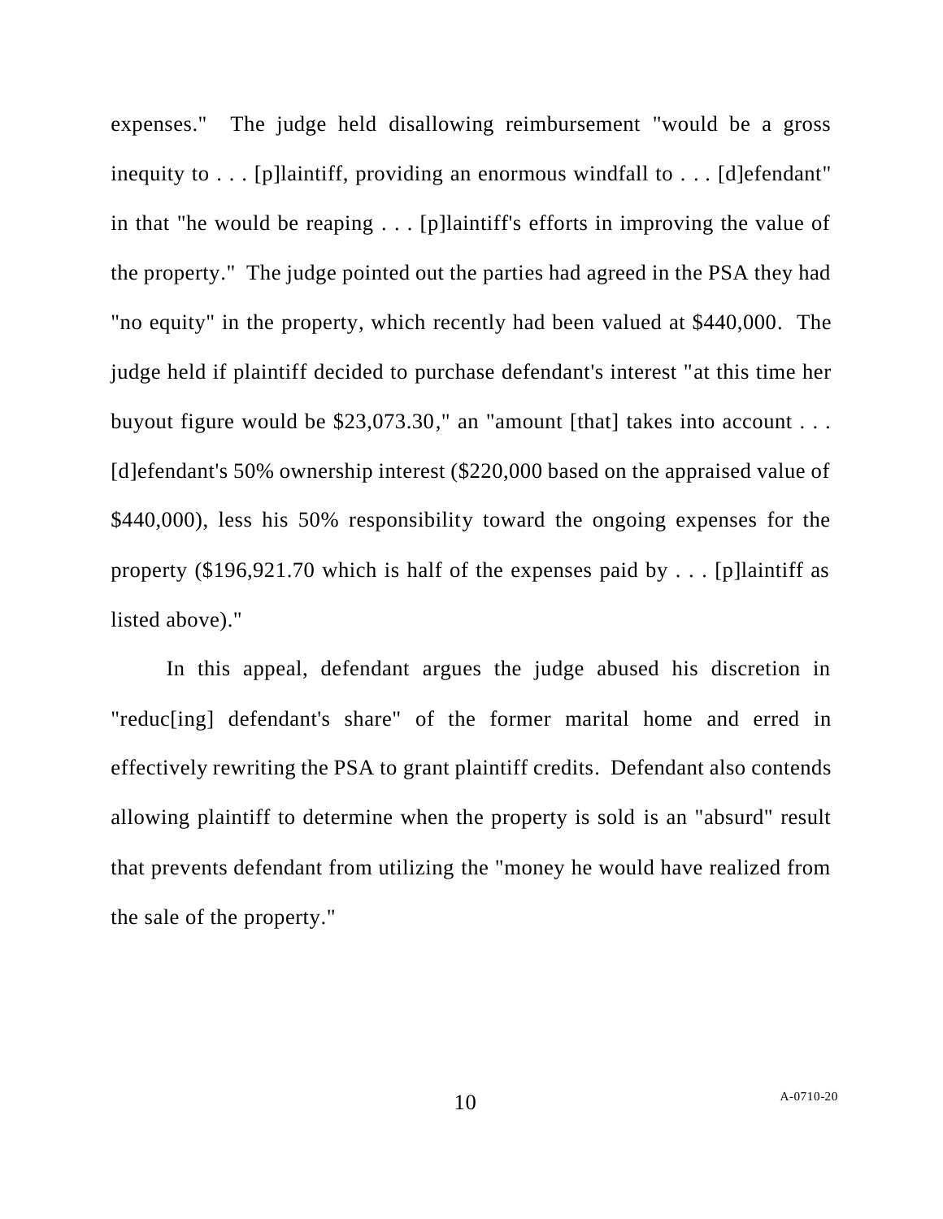expenses." The judge held disallowing reimbursement "would be a gross inequity to . . . [p]laintiff, providing an enormous windfall to . . . [d]efendant" in that "he would be reaping . . . [p]laintiff's efforts in improving the value of the property." The judge pointed out the parties had agreed in the PSA they had "no equity" in the property, which recently had been valued at $440,000. The judge held if plaintiff decided to purchase defendant's interest "at this time her buyout figure would be $23,073.30," an "amount [that] takes into account . . . [d]efendant's 50% ownership interest ($220,000 based on the appraised value of $440,000), less his 50% responsibility toward the ongoing expenses for the property ($196,921.70 which is half of the expenses paid by . . . [p]laintiff as listed above)."

In this appeal, defendant argues the judge abused his discretion in "reduc[ing] defendant's share" of the former marital home and erred in effectively rewriting the PSA to grant plaintiff credits. Defendant also contends allowing plaintiff to determine when the property is sold is an "absurd" result that prevents defendant from utilizing the "money he would have realized from the sale of the property."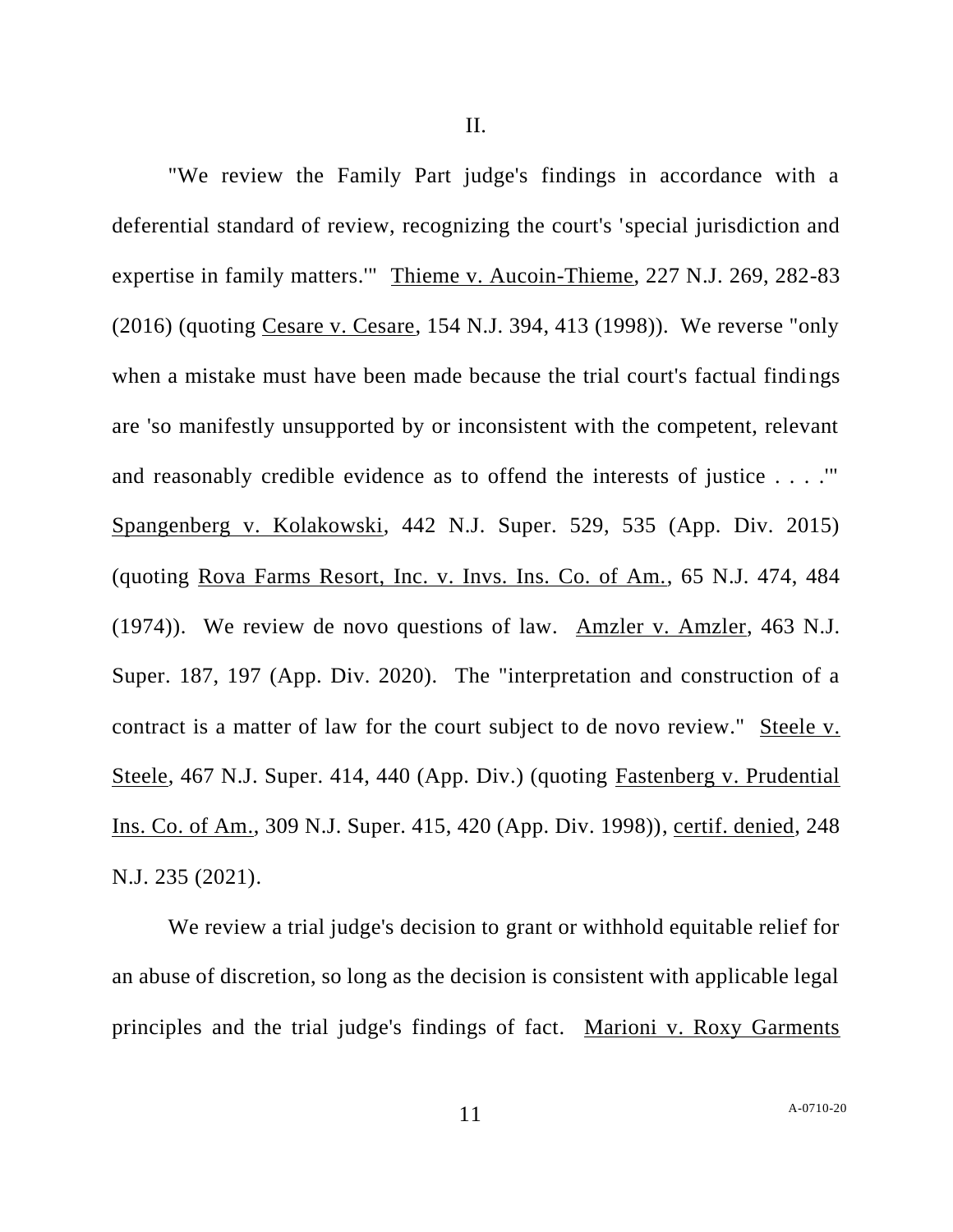II.

"We review the Family Part judge's findings in accordance with a deferential standard of review, recognizing the court's 'special jurisdiction and expertise in family matters.'" Thieme v. Aucoin-Thieme, 227 N.J. 269, 282-83 (2016) (quoting Cesare v. Cesare, 154 N.J. 394, 413 (1998)). We reverse "only when a mistake must have been made because the trial court's factual findings are 'so manifestly unsupported by or inconsistent with the competent, relevant and reasonably credible evidence as to offend the interests of justice . . . .'" Spangenberg v. Kolakowski, 442 N.J. Super. 529, 535 (App. Div. 2015) (quoting Rova Farms Resort, Inc. v. Invs. Ins. Co. of Am., 65 N.J. 474, 484 (1974)). We review de novo questions of law. Amzler v. Amzler, 463 N.J. Super. 187, 197 (App. Div. 2020). The "interpretation and construction of a contract is a matter of law for the court subject to de novo review." Steele v. Steele, 467 N.J. Super. 414, 440 (App. Div.) (quoting Fastenberg v. Prudential Ins. Co. of Am., 309 N.J. Super. 415, 420 (App. Div. 1998)), certif. denied, 248 N.J. 235 (2021).

We review a trial judge's decision to grant or withhold equitable relief for an abuse of discretion, so long as the decision is consistent with applicable legal principles and the trial judge's findings of fact. Marioni v. Roxy Garments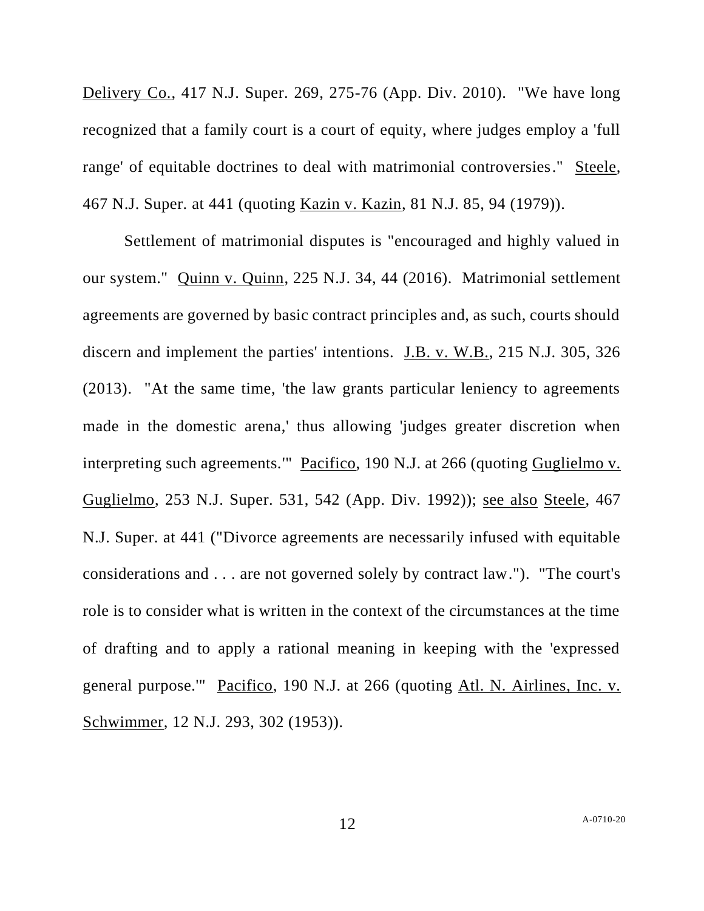Delivery Co., 417 N.J. Super. 269, 275-76 (App. Div. 2010). "We have long recognized that a family court is a court of equity, where judges employ a 'full range' of equitable doctrines to deal with matrimonial controversies." Steele, 467 N.J. Super. at 441 (quoting Kazin v. Kazin, 81 N.J. 85, 94 (1979)).

Settlement of matrimonial disputes is "encouraged and highly valued in our system." Quinn v. Quinn, 225 N.J. 34, 44 (2016). Matrimonial settlement agreements are governed by basic contract principles and, as such, courts should discern and implement the parties' intentions. J.B. v. W.B., 215 N.J. 305, 326 (2013). "At the same time, 'the law grants particular leniency to agreements made in the domestic arena,' thus allowing 'judges greater discretion when interpreting such agreements.'" Pacifico, 190 N.J. at 266 (quoting Guglielmo v. Guglielmo, 253 N.J. Super. 531, 542 (App. Div. 1992)); see also Steele, 467 N.J. Super. at 441 ("Divorce agreements are necessarily infused with equitable considerations and . . . are not governed solely by contract law."). "The court's role is to consider what is written in the context of the circumstances at the time of drafting and to apply a rational meaning in keeping with the 'expressed general purpose.'" Pacifico, 190 N.J. at 266 (quoting Atl. N. Airlines, Inc. v. Schwimmer, 12 N.J. 293, 302 (1953)).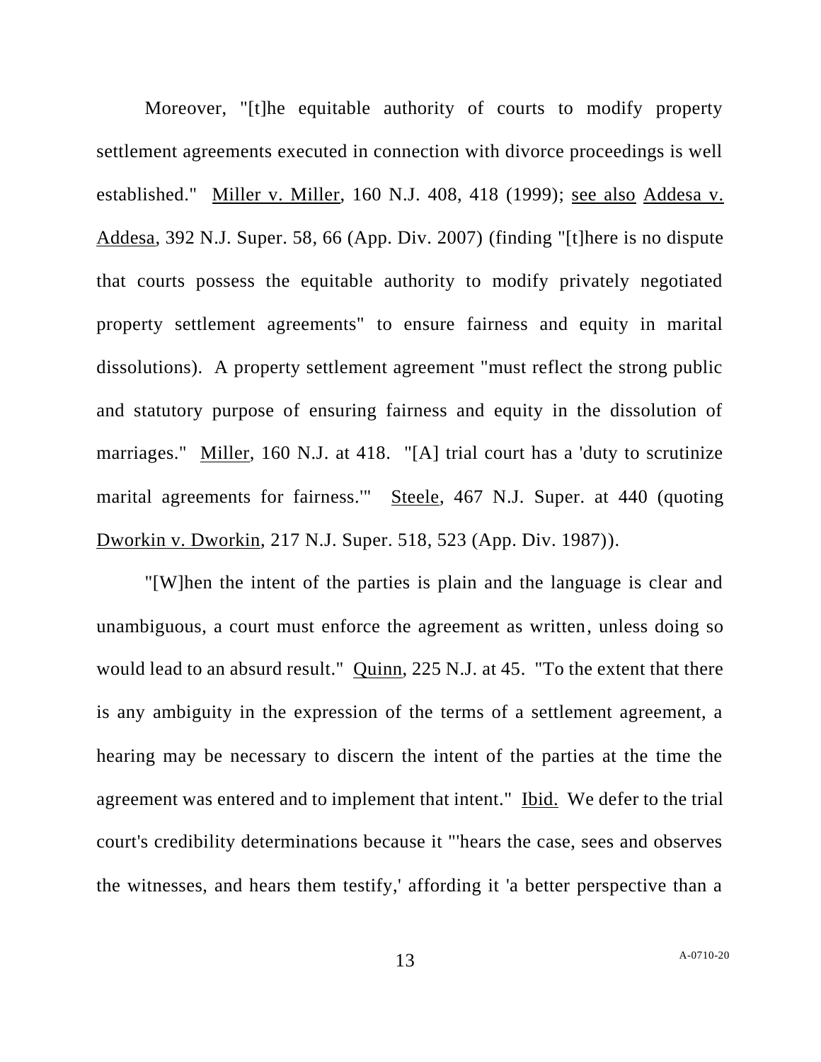Moreover, "[t]he equitable authority of courts to modify property settlement agreements executed in connection with divorce proceedings is well established." Miller v. Miller, 160 N.J. 408, 418 (1999); see also Addesa v. Addesa, 392 N.J. Super. 58, 66 (App. Div. 2007) (finding "[t]here is no dispute that courts possess the equitable authority to modify privately negotiated property settlement agreements" to ensure fairness and equity in marital dissolutions). A property settlement agreement "must reflect the strong public and statutory purpose of ensuring fairness and equity in the dissolution of marriages." Miller, 160 N.J. at 418. "[A] trial court has a 'duty to scrutinize marital agreements for fairness.'" Steele, 467 N.J. Super. at 440 (quoting Dworkin v. Dworkin, 217 N.J. Super. 518, 523 (App. Div. 1987)).

"[W]hen the intent of the parties is plain and the language is clear and unambiguous, a court must enforce the agreement as written, unless doing so would lead to an absurd result." Quinn, 225 N.J. at 45. "To the extent that there is any ambiguity in the expression of the terms of a settlement agreement, a hearing may be necessary to discern the intent of the parties at the time the agreement was entered and to implement that intent." Ibid. We defer to the trial court's credibility determinations because it "'hears the case, sees and observes the witnesses, and hears them testify,' affording it 'a better perspective than a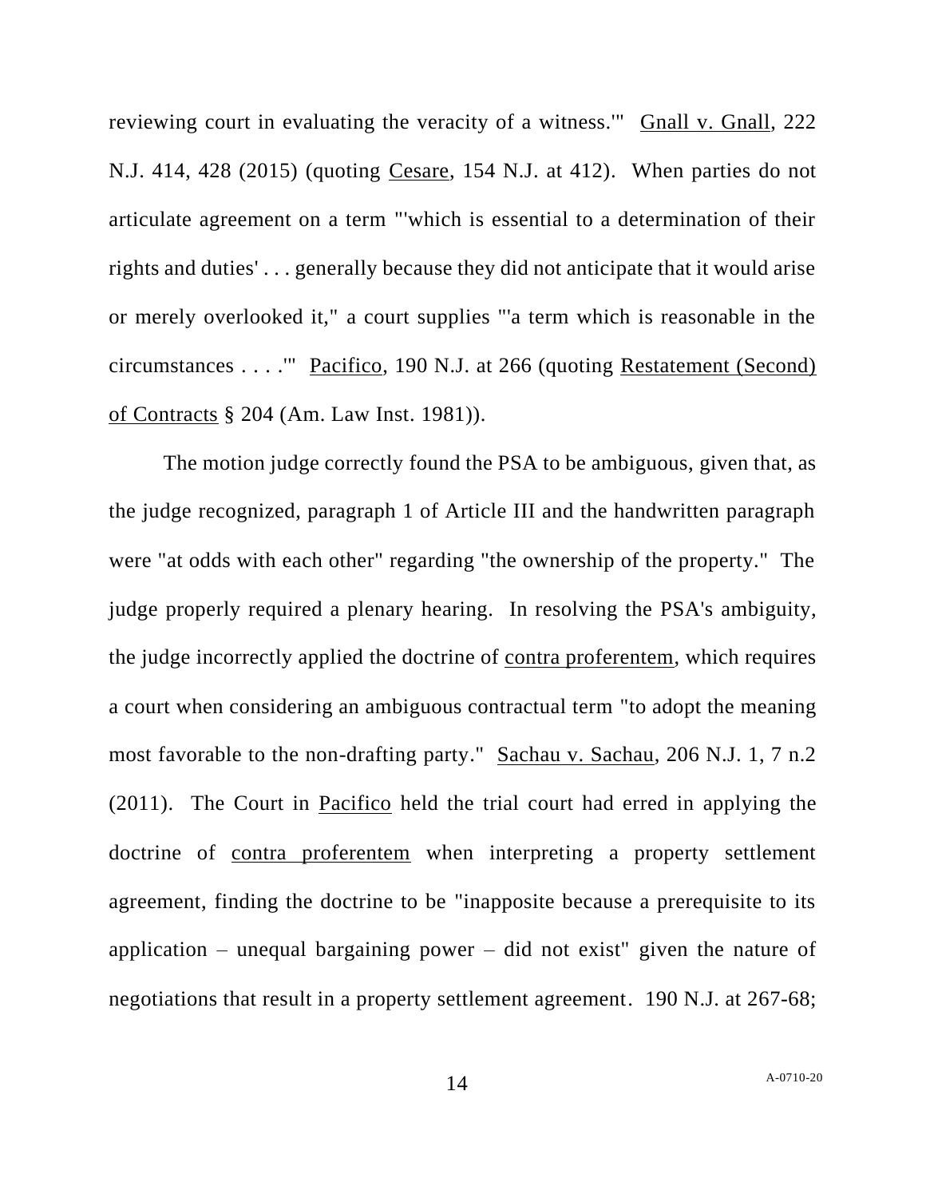reviewing court in evaluating the veracity of a witness.'" Gnall v. Gnall, 222 N.J. 414, 428 (2015) (quoting Cesare, 154 N.J. at 412). When parties do not articulate agreement on a term "'which is essential to a determination of their rights and duties' . . . generally because they did not anticipate that it would arise or merely overlooked it," a court supplies "'a term which is reasonable in the circumstances . . . .'" Pacifico, 190 N.J. at 266 (quoting Restatement (Second) of Contracts § 204 (Am. Law Inst. 1981)).

The motion judge correctly found the PSA to be ambiguous, given that, as the judge recognized, paragraph 1 of Article III and the handwritten paragraph were "at odds with each other" regarding "the ownership of the property." The judge properly required a plenary hearing. In resolving the PSA's ambiguity, the judge incorrectly applied the doctrine of contra proferentem, which requires a court when considering an ambiguous contractual term "to adopt the meaning most favorable to the non-drafting party." Sachau v. Sachau, 206 N.J. 1, 7 n.2 (2011). The Court in Pacifico held the trial court had erred in applying the doctrine of contra proferentem when interpreting a property settlement agreement, finding the doctrine to be "inapposite because a prerequisite to its application – unequal bargaining power – did not exist" given the nature of negotiations that result in a property settlement agreement. 190 N.J. at 267-68;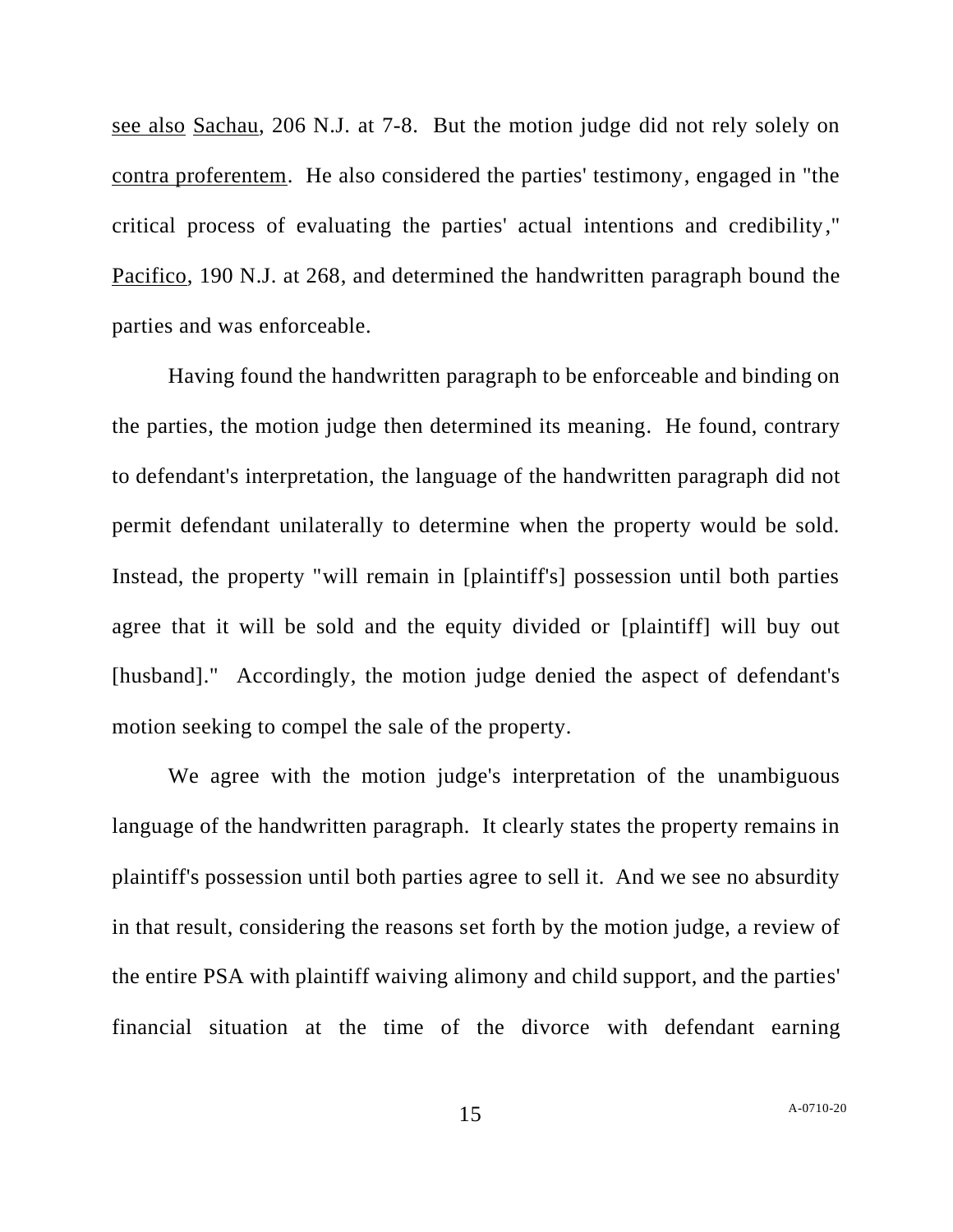see also Sachau, 206 N.J. at 7-8. But the motion judge did not rely solely on contra proferentem. He also considered the parties' testimony, engaged in "the critical process of evaluating the parties' actual intentions and credibility," Pacifico, 190 N.J. at 268, and determined the handwritten paragraph bound the parties and was enforceable.

Having found the handwritten paragraph to be enforceable and binding on the parties, the motion judge then determined its meaning. He found, contrary to defendant's interpretation, the language of the handwritten paragraph did not permit defendant unilaterally to determine when the property would be sold. Instead, the property "will remain in [plaintiff's] possession until both parties agree that it will be sold and the equity divided or [plaintiff] will buy out [husband]." Accordingly, the motion judge denied the aspect of defendant's motion seeking to compel the sale of the property.

We agree with the motion judge's interpretation of the unambiguous language of the handwritten paragraph. It clearly states the property remains in plaintiff's possession until both parties agree to sell it. And we see no absurdity in that result, considering the reasons set forth by the motion judge, a review of the entire PSA with plaintiff waiving alimony and child support, and the parties' financial situation at the time of the divorce with defendant earning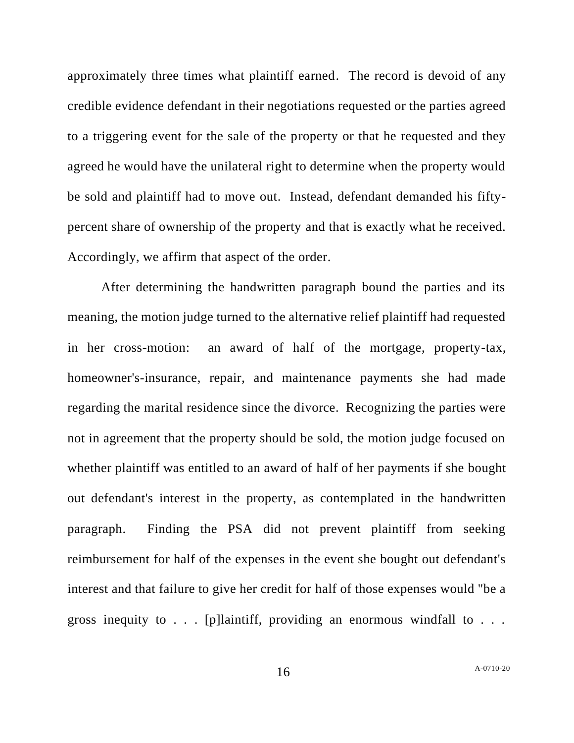approximately three times what plaintiff earned. The record is devoid of any credible evidence defendant in their negotiations requested or the parties agreed to a triggering event for the sale of the property or that he requested and they agreed he would have the unilateral right to determine when the property would be sold and plaintiff had to move out. Instead, defendant demanded his fifty-percent share of ownership of the property and that is exactly what he received. Accordingly, we affirm that aspect of the order.

After determining the handwritten paragraph bound the parties and its meaning, the motion judge turned to the alternative relief plaintiff had requested in her cross-motion: an award of half of the mortgage, property-tax, homeowner's-insurance, repair, and maintenance payments she had made regarding the marital residence since the divorce. Recognizing the parties were not in agreement that the property should be sold, the motion judge focused on whether plaintiff was entitled to an award of half of her payments if she bought out defendant's interest in the property, as contemplated in the handwritten paragraph. Finding the PSA did not prevent plaintiff from seeking reimbursement for half of the expenses in the event she bought out defendant's interest and that failure to give her credit for half of those expenses would "be a gross inequity to . . . [p]laintiff, providing an enormous windfall to . . .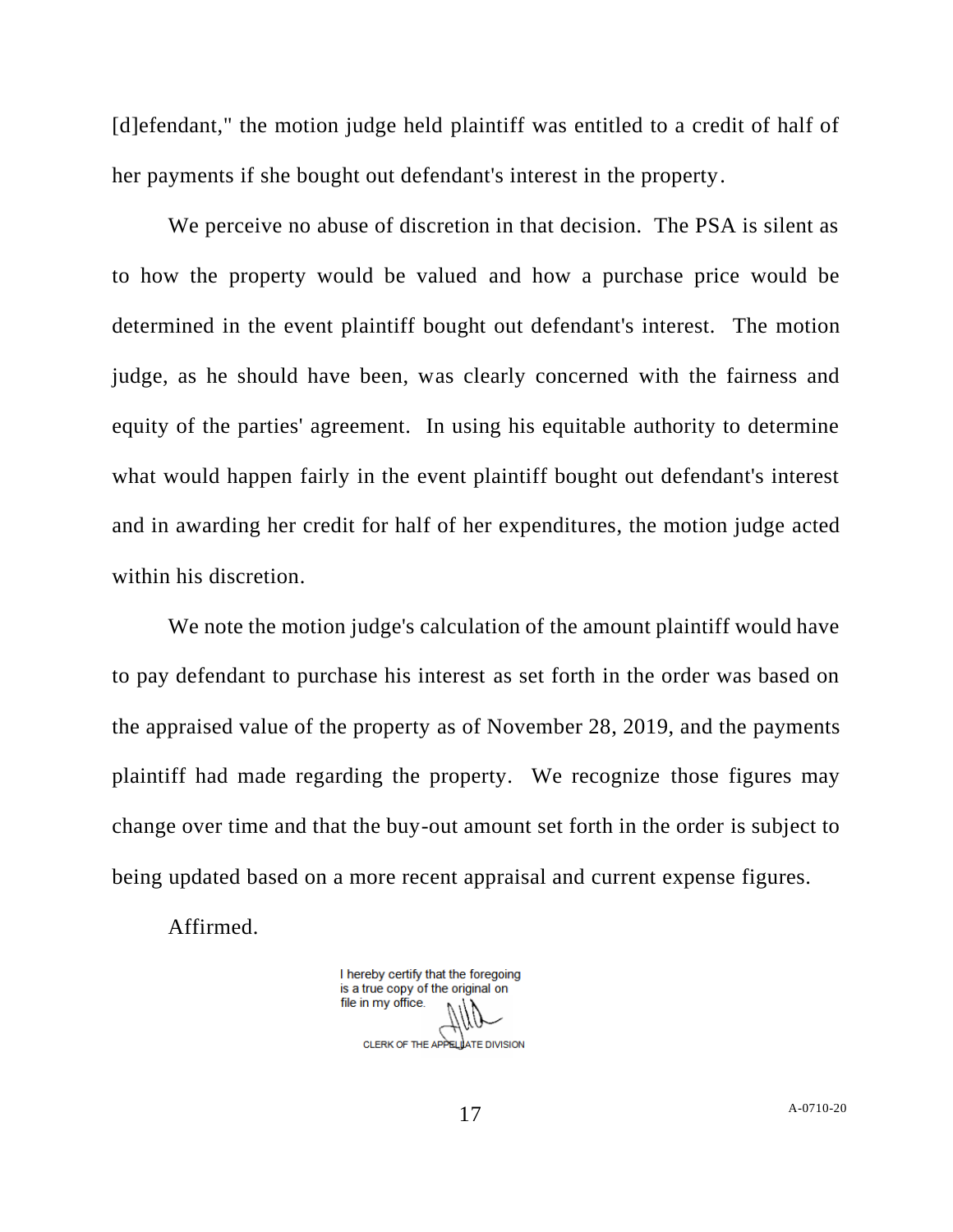[d]efendant," the motion judge held plaintiff was entitled to a credit of half of her payments if she bought out defendant's interest in the property.

We perceive no abuse of discretion in that decision. The PSA is silent as to how the property would be valued and how a purchase price would be determined in the event plaintiff bought out defendant's interest. The motion judge, as he should have been, was clearly concerned with the fairness and equity of the parties' agreement. In using his equitable authority to determine what would happen fairly in the event plaintiff bought out defendant's interest and in awarding her credit for half of her expenditures, the motion judge acted within his discretion.

We note the motion judge's calculation of the amount plaintiff would have to pay defendant to purchase his interest as set forth in the order was based on the appraised value of the property as of November 28, 2019, and the payments plaintiff had made regarding the property. We recognize those figures may change over time and that the buy-out amount set forth in the order is subject to being updated based on a more recent appraisal and current expense figures.

Affirmed.

I hereby certify that the foregoing is a true copy of the original on file in my office.

CLERK OF THE APPELLATE DIVISION

A-0710-20